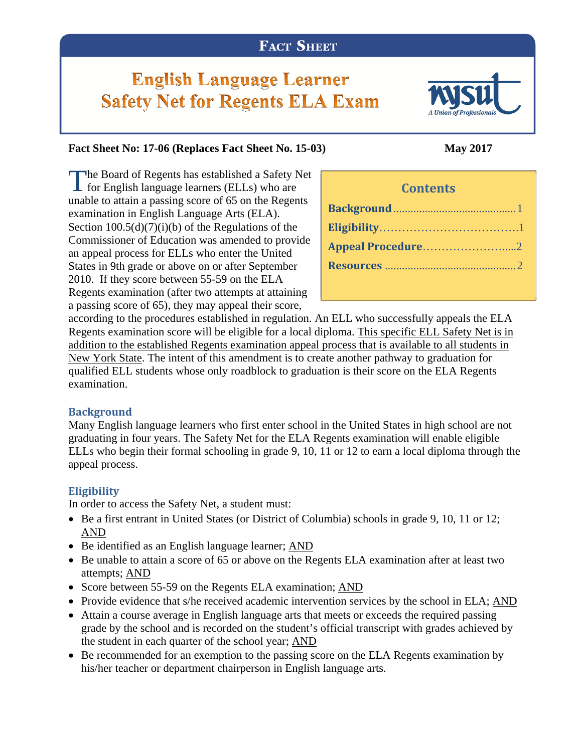# FACT SHEET

# English Language Learner Safety Net for Regents ELA Exam

**Fact Sheet No: 17-06 (Replaces Fact Sheet No. 15-03)** **May 2017**

**Contents**

- **Background** .......................................... 1
- **Eligibility**.................................... 1
- **Appeal Procedure**......................... 2
- **Resources** .......................................... 2

The Board of Regents has established a Safety Net for English language learners (ELLs) who are unable to attain a passing score of 65 on the Regents examination in English Language Arts (ELA). Section 100.5(d)(7)(i)(b) of the Regulations of the Commissioner of Education was amended to provide an appeal process for ELLs who enter the United States in 9th grade or above on or after September 2010. If they score between 55-59 on the ELA Regents examination (after two attempts at attaining a passing score of 65), they may appeal their score, according to the procedures established in regulation. An ELL who successfully appeals the ELA Regents examination score will be eligible for a local diploma. This specific ELL Safety Net is in addition to the established Regents examination appeal process that is available to all students in New York State. The intent of this amendment is to create another pathway to graduation for qualified ELL students whose only roadblock to graduation is their score on the ELA Regents examination.

## Background

Many English language learners who first enter school in the United States in high school are not graduating in four years. The Safety Net for the ELA Regents examination will enable eligible ELLs who begin their formal schooling in grade 9, 10, 11 or 12 to earn a local diploma through the appeal process.

## Eligibility

In order to access the Safety Net, a student must:

- Be a first entrant in United States (or District of Columbia) schools in grade 9, 10, 11 or 12; AND
- Be identified as an English language learner; AND
- Be unable to attain a score of 65 or above on the Regents ELA examination after at least two attempts; AND
- Score between 55-59 on the Regents ELA examination; AND
- Provide evidence that s/he received academic intervention services by the school in ELA; AND
- Attain a course average in English language arts that meets or exceeds the required passing grade by the school and is recorded on the student's official transcript with grades achieved by the student in each quarter of the school year; AND
- Be recommended for an exemption to the passing score on the ELA Regents examination by his/her teacher or department chairperson in English language arts.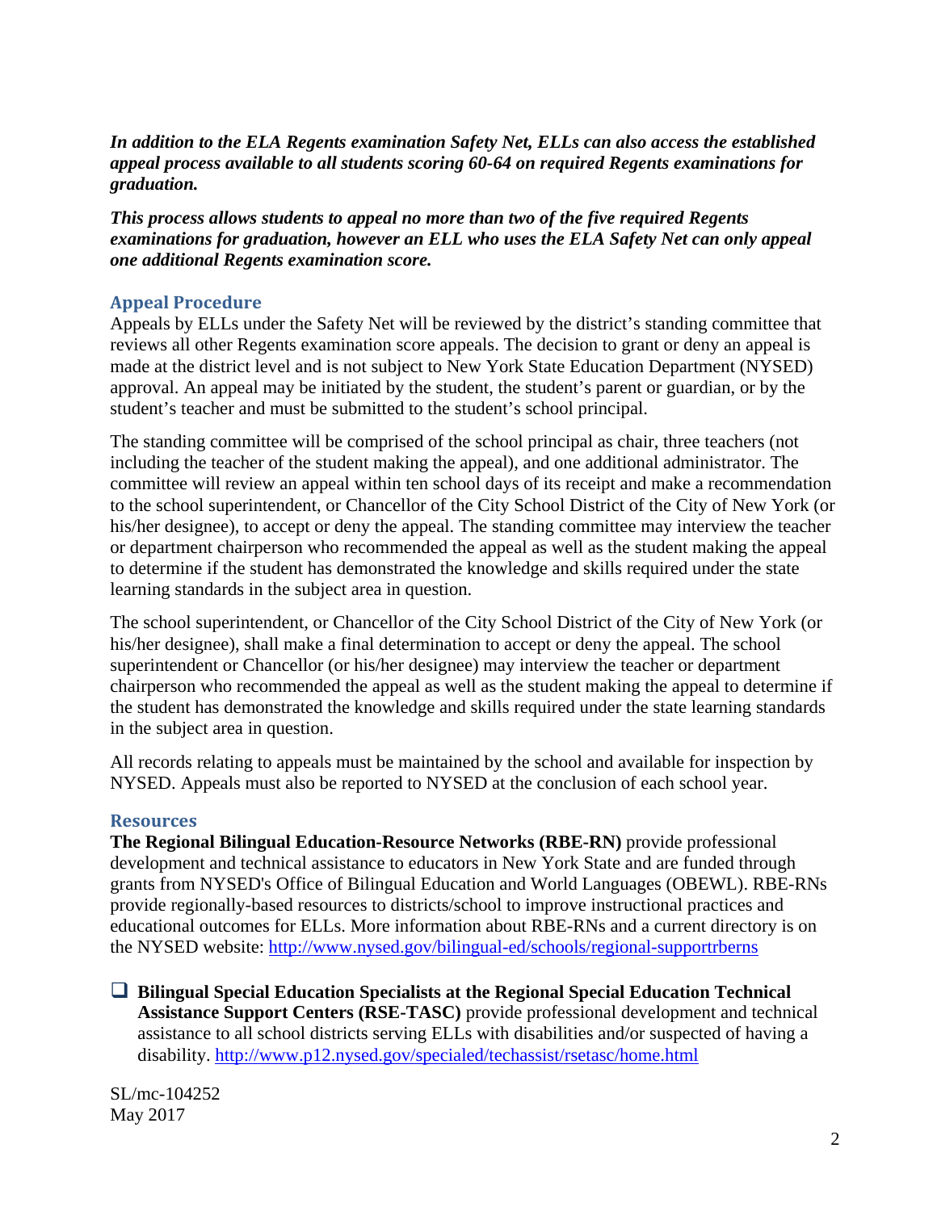***In addition to the ELA Regents examination Safety Net, ELLs can also access the established appeal process available to all students scoring 60-64 on required Regents examinations for graduation.***

***This process allows students to appeal no more than two of the five required Regents examinations for graduation, however an ELL who uses the ELA Safety Net can only appeal one additional Regents examination score.***

## Appeal Procedure

Appeals by ELLs under the Safety Net will be reviewed by the district's standing committee that reviews all other Regents examination score appeals. The decision to grant or deny an appeal is made at the district level and is not subject to New York State Education Department (NYSED) approval. An appeal may be initiated by the student, the student's parent or guardian, or by the student's teacher and must be submitted to the student's school principal.

The standing committee will be comprised of the school principal as chair, three teachers (not including the teacher of the student making the appeal), and one additional administrator. The committee will review an appeal within ten school days of its receipt and make a recommendation to the school superintendent, or Chancellor of the City School District of the City of New York (or his/her designee), to accept or deny the appeal. The standing committee may interview the teacher or department chairperson who recommended the appeal as well as the student making the appeal to determine if the student has demonstrated the knowledge and skills required under the state learning standards in the subject area in question.

The school superintendent, or Chancellor of the City School District of the City of New York (or his/her designee), shall make a final determination to accept or deny the appeal. The school superintendent or Chancellor (or his/her designee) may interview the teacher or department chairperson who recommended the appeal as well as the student making the appeal to determine if the student has demonstrated the knowledge and skills required under the state learning standards in the subject area in question.

All records relating to appeals must be maintained by the school and available for inspection by NYSED. Appeals must also be reported to NYSED at the conclusion of each school year.

## Resources

**The Regional Bilingual Education-Resource Networks (RBE-RN)** provide professional development and technical assistance to educators in New York State and are funded through grants from NYSED's Office of Bilingual Education and World Languages (OBEWL). RBE-RNs provide regionally-based resources to districts/school to improve instructional practices and educational outcomes for ELLs. More information about RBE-RNs and a current directory is on the NYSED website: http://www.nysed.gov/bilingual-ed/schools/regional-supportrberns

- **Bilingual Special Education Specialists at the Regional Special Education Technical Assistance Support Centers (RSE-TASC)** provide professional development and technical assistance to all school districts serving ELLs with disabilities and/or suspected of having a disability. http://www.p12.nysed.gov/specialed/techassist/rsetasc/home.html

SL/mc-104252
May 2017